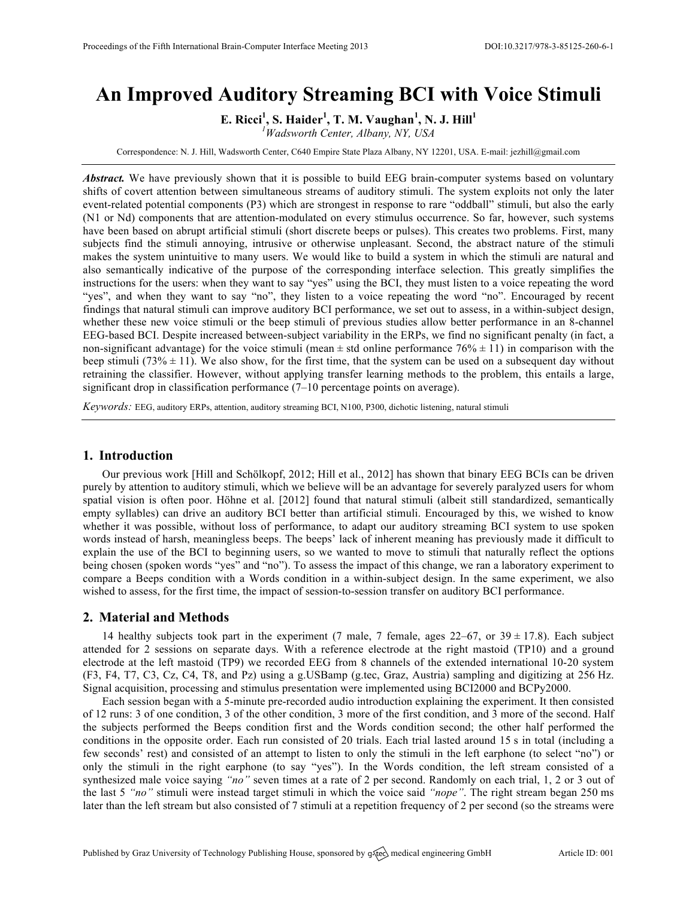# An Improved Auditory Streaming BCI with Voice Stimuli

**E. Ricci[1], S. Haider[1], T. M. Vaughan[1], N. J. Hill[1]**

[1]*Wadsworth Center, Albany, NY, USA*

Correspondence: N. J. Hill, Wadsworth Center, C640 Empire State Plaza Albany, NY 12201, USA. E-mail: jezhill@gmail.com

***Abstract.*** We have previously shown that it is possible to build EEG brain-computer systems based on voluntary shifts of covert attention between simultaneous streams of auditory stimuli. The system exploits not only the later event-related potential components (P3) which are strongest in response to rare "oddball" stimuli, but also the early (N1 or Nd) components that are attention-modulated on every stimulus occurrence. So far, however, such systems have been based on abrupt artificial stimuli (short discrete beeps or pulses). This creates two problems. First, many subjects find the stimuli annoying, intrusive or otherwise unpleasant. Second, the abstract nature of the stimuli makes the system unintuitive to many users. We would like to build a system in which the stimuli are natural and also semantically indicative of the purpose of the corresponding interface selection. This greatly simplifies the instructions for the users: when they want to say "yes" using the BCI, they must listen to a voice repeating the word "yes", and when they want to say "no", they listen to a voice repeating the word "no". Encouraged by recent findings that natural stimuli can improve auditory BCI performance, we set out to assess, in a within-subject design, whether these new voice stimuli or the beep stimuli of previous studies allow better performance in an 8-channel EEG-based BCI. Despite increased between-subject variability in the ERPs, we find no significant penalty (in fact, a non-significant advantage) for the voice stimuli (mean ± std online performance 76% ± 11) in comparison with the beep stimuli (73% ± 11). We also show, for the first time, that the system can be used on a subsequent day without retraining the classifier. However, without applying transfer learning methods to the problem, this entails a large, significant drop in classification performance (7–10 percentage points on average).

*Keywords:* EEG, auditory ERPs, attention, auditory streaming BCI, N100, P300, dichotic listening, natural stimuli

## 1. Introduction

Our previous work [Hill and Schölkopf, 2012; Hill et al., 2012] has shown that binary EEG BCIs can be driven purely by attention to auditory stimuli, which we believe will be an advantage for severely paralyzed users for whom spatial vision is often poor. Höhne et al. [2012] found that natural stimuli (albeit still standardized, semantically empty syllables) can drive an auditory BCI better than artificial stimuli. Encouraged by this, we wished to know whether it was possible, without loss of performance, to adapt our auditory streaming BCI system to use spoken words instead of harsh, meaningless beeps. The beeps' lack of inherent meaning has previously made it difficult to explain the use of the BCI to beginning users, so we wanted to move to stimuli that naturally reflect the options being chosen (spoken words "yes" and "no"). To assess the impact of this change, we ran a laboratory experiment to compare a Beeps condition with a Words condition in a within-subject design. In the same experiment, we also wished to assess, for the first time, the impact of session-to-session transfer on auditory BCI performance.

## 2. Material and Methods

14 healthy subjects took part in the experiment (7 male, 7 female, ages 22–67, or 39 ± 17.8). Each subject attended for 2 sessions on separate days. With a reference electrode at the right mastoid (TP10) and a ground electrode at the left mastoid (TP9) we recorded EEG from 8 channels of the extended international 10-20 system (F3, F4, T7, C3, Cz, C4, T8, and Pz) using a g.USBamp (g.tec, Graz, Austria) sampling and digitizing at 256 Hz. Signal acquisition, processing and stimulus presentation were implemented using BCI2000 and BCPy2000.

Each session began with a 5-minute pre-recorded audio introduction explaining the experiment. It then consisted of 12 runs: 3 of one condition, 3 of the other condition, 3 more of the first condition, and 3 more of the second. Half the subjects performed the Beeps condition first and the Words condition second; the other half performed the conditions in the opposite order. Each run consisted of 20 trials. Each trial lasted around 15 s in total (including a few seconds' rest) and consisted of an attempt to listen to only the stimuli in the left earphone (to select "no") or only the stimuli in the right earphone (to say "yes"). In the Words condition, the left stream consisted of a synthesized male voice saying *"no"* seven times at a rate of 2 per second. Randomly on each trial, 1, 2 or 3 out of the last 5 *"no"* stimuli were instead target stimuli in which the voice said *"nope"*. The right stream began 250 ms later than the left stream but also consisted of 7 stimuli at a repetition frequency of 2 per second (so the streams were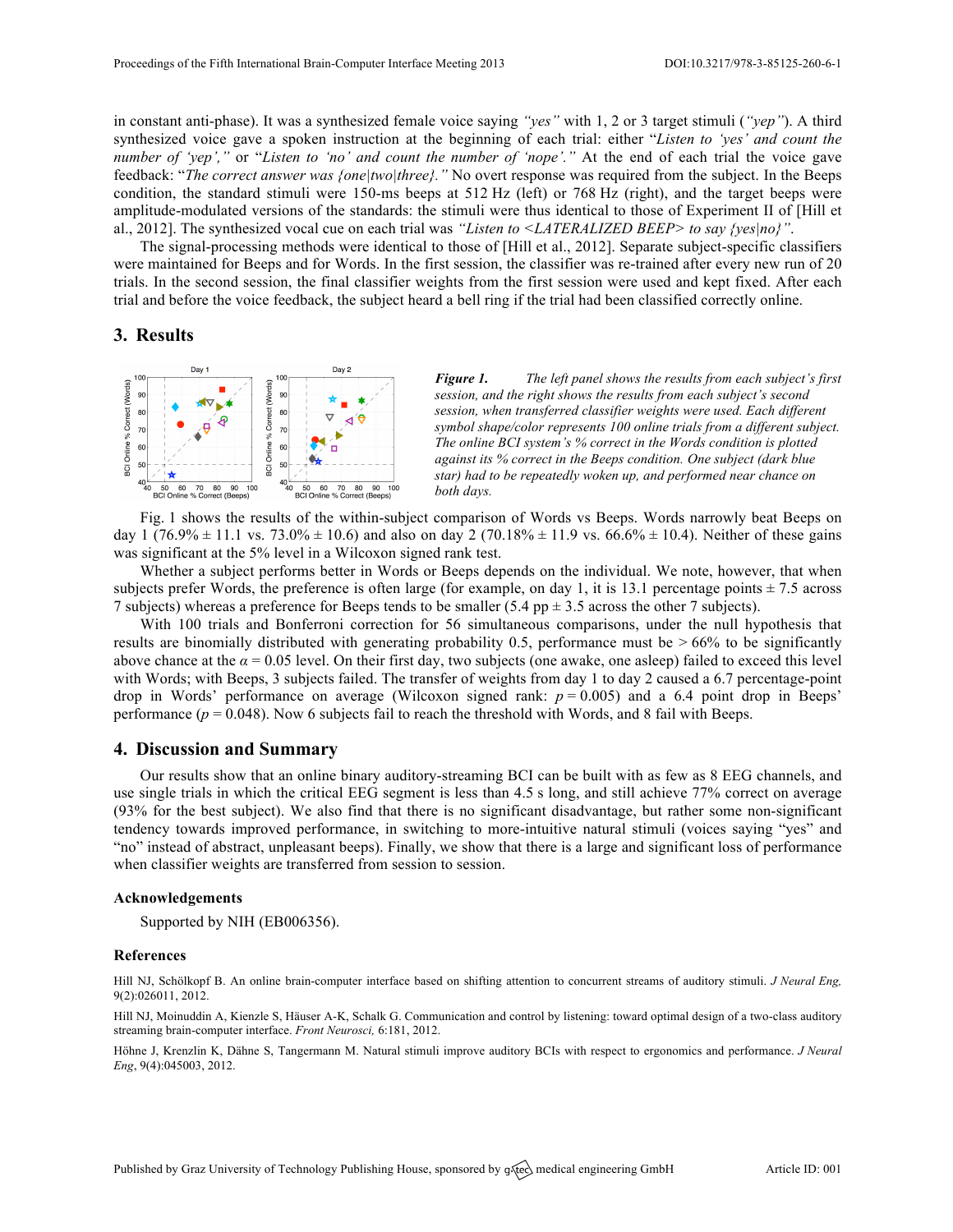in constant anti-phase). It was a synthesized female voice saying *"yes"* with 1, 2 or 3 target stimuli (*"yep"*). A third synthesized voice gave a spoken instruction at the beginning of each trial: either "*Listen to 'yes' and count the number of 'yep',*" or "*Listen to 'no' and count the number of 'nope'.*" At the end of each trial the voice gave feedback: "*The correct answer was {one|two|three}.*" No overt response was required from the subject. In the Beeps condition, the standard stimuli were 150-ms beeps at 512 Hz (left) or 768 Hz (right), and the target beeps were amplitude-modulated versions of the standards: the stimuli were thus identical to those of Experiment II of [Hill et al., 2012]. The synthesized vocal cue on each trial was *"Listen to <LATERALIZED BEEP> to say {yes|no}"*.

The signal-processing methods were identical to those of [Hill et al., 2012]. Separate subject-specific classifiers were maintained for Beeps and for Words. In the first session, the classifier was re-trained after every new run of 20 trials. In the second session, the final classifier weights from the first session were used and kept fixed. After each trial and before the voice feedback, the subject heard a bell ring if the trial had been classified correctly online.

## 3. Results

Day 1

Day 2

BCI Online % Correct (Words)

BCI Online % Correct (Beeps)

40 50 60 70 80 90 100

***Figure 1.*** *The left panel shows the results from each subject's first session, and the right shows the results from each subject's second session, when transferred classifier weights were used. Each different symbol shape/color represents 100 online trials from a different subject. The online BCI system's % correct in the Words condition is plotted against its % correct in the Beeps condition. One subject (dark blue star) had to be repeatedly woken up, and performed near chance on both days.*

Fig. 1 shows the results of the within-subject comparison of Words vs Beeps. Words narrowly beat Beeps on day 1 (76.9% ± 11.1 vs. 73.0% ± 10.6) and also on day 2 (70.18% ± 11.9 vs. 66.6% ± 10.4). Neither of these gains was significant at the 5% level in a Wilcoxon signed rank test.

Whether a subject performs better in Words or Beeps depends on the individual. We note, however, that when subjects prefer Words, the preference is often large (for example, on day 1, it is 13.1 percentage points ± 7.5 across 7 subjects) whereas a preference for Beeps tends to be smaller (5.4 pp ± 3.5 across the other 7 subjects).

With 100 trials and Bonferroni correction for 56 simultaneous comparisons, under the null hypothesis that results are binomially distributed with generating probability 0.5, performance must be > 66% to be significantly above chance at the $\alpha = 0.05$ level. On their first day, two subjects (one awake, one asleep) failed to exceed this level with Words; with Beeps, 3 subjects failed. The transfer of weights from day 1 to day 2 caused a 6.7 percentage-point drop in Words' performance on average (Wilcoxon signed rank: $p = 0.005$) and a 6.4 point drop in Beeps' performance ($p = 0.048$). Now 6 subjects fail to reach the threshold with Words, and 8 fail with Beeps.

## 4. Discussion and Summary

Our results show that an online binary auditory-streaming BCI can be built with as few as 8 EEG channels, and use single trials in which the critical EEG segment is less than 4.5 s long, and still achieve 77% correct on average (93% for the best subject). We also find that there is no significant disadvantage, but rather some non-significant tendency towards improved performance, in switching to more-intuitive natural stimuli (voices saying "yes" and "no" instead of abstract, unpleasant beeps). Finally, we show that there is a large and significant loss of performance when classifier weights are transferred from session to session.

### Acknowledgements

Supported by NIH (EB006356).

### References

Hill NJ, Schölkopf B. An online brain-computer interface based on shifting attention to concurrent streams of auditory stimuli. *J Neural Eng,* 9(2):026011, 2012.

Hill NJ, Moinuddin A, Kienzle S, Häuser A-K, Schalk G. Communication and control by listening: toward optimal design of a two-class auditory streaming brain-computer interface. *Front Neurosci,* 6:181, 2012.

Höhne J, Krenzlin K, Dähne S, Tangermann M. Natural stimuli improve auditory BCIs with respect to ergonomics and performance. *J Neural Eng*, 9(4):045003, 2012.